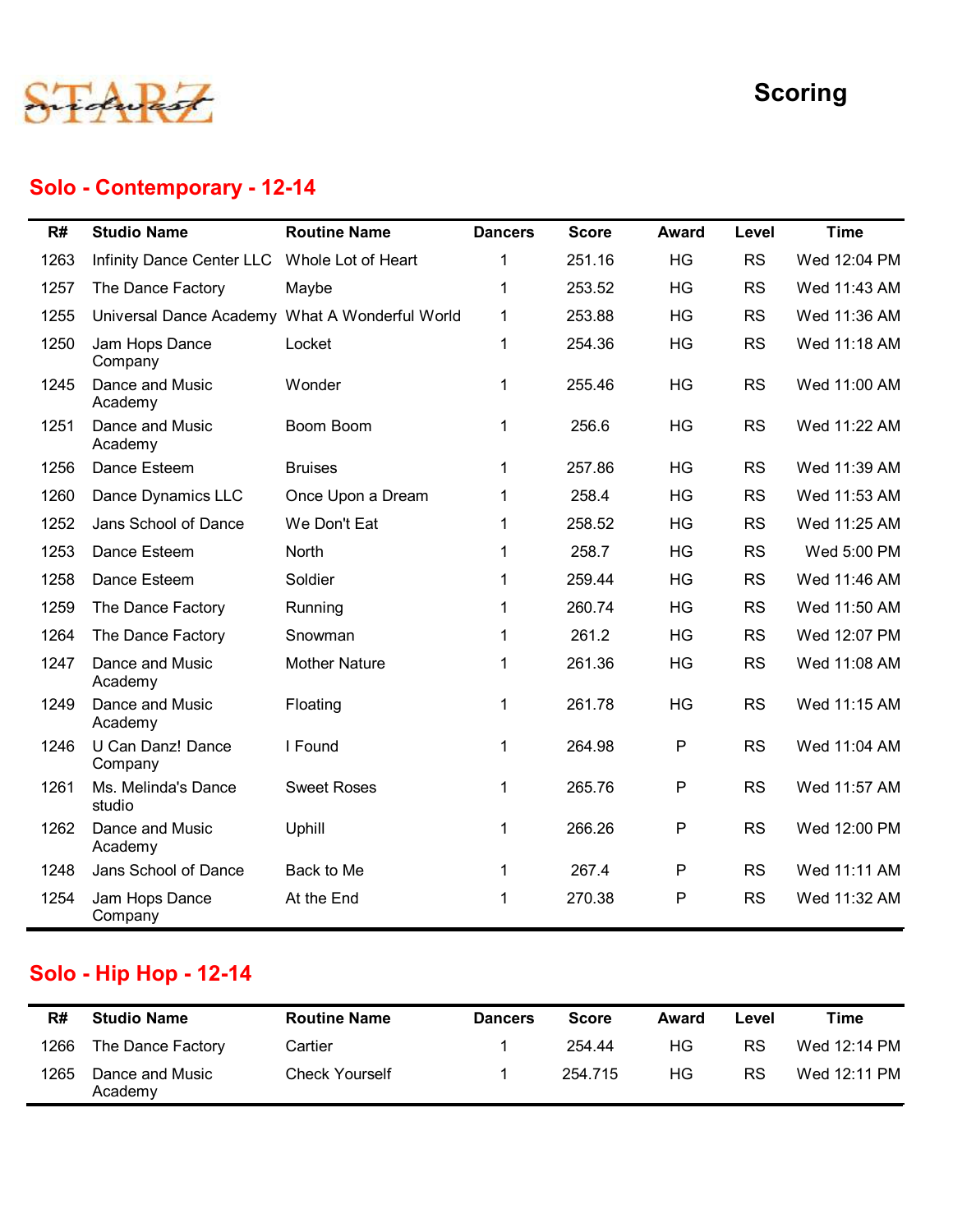STARZ midwest

# Scoring

## Solo - Contemporary - 12-14

| R# | Studio Name | Routine Name | Dancers | Score | Award | Level | Time |
|---|---|---|---|---|---|---|---|
| 1263 | Infinity Dance Center LLC | Whole Lot of Heart | 1 | 251.16 | HG | RS | Wed 12:04 PM |
| 1257 | The Dance Factory | Maybe | 1 | 253.52 | HG | RS | Wed 11:43 AM |
| 1255 | Universal Dance Academy | What A Wonderful World | 1 | 253.88 | HG | RS | Wed 11:36 AM |
| 1250 | Jam Hops Dance Company | Locket | 1 | 254.36 | HG | RS | Wed 11:18 AM |
| 1245 | Dance and Music Academy | Wonder | 1 | 255.46 | HG | RS | Wed 11:00 AM |
| 1251 | Dance and Music Academy | Boom Boom | 1 | 256.6 | HG | RS | Wed 11:22 AM |
| 1256 | Dance Esteem | Bruises | 1 | 257.86 | HG | RS | Wed 11:39 AM |
| 1260 | Dance Dynamics LLC | Once Upon a Dream | 1 | 258.4 | HG | RS | Wed 11:53 AM |
| 1252 | Jans School of Dance | We Don't Eat | 1 | 258.52 | HG | RS | Wed 11:25 AM |
| 1253 | Dance Esteem | North | 1 | 258.7 | HG | RS | Wed 5:00 PM |
| 1258 | Dance Esteem | Soldier | 1 | 259.44 | HG | RS | Wed 11:46 AM |
| 1259 | The Dance Factory | Running | 1 | 260.74 | HG | RS | Wed 11:50 AM |
| 1264 | The Dance Factory | Snowman | 1 | 261.2 | HG | RS | Wed 12:07 PM |
| 1247 | Dance and Music Academy | Mother Nature | 1 | 261.36 | HG | RS | Wed 11:08 AM |
| 1249 | Dance and Music Academy | Floating | 1 | 261.78 | HG | RS | Wed 11:15 AM |
| 1246 | U Can Danz! Dance Company | I Found | 1 | 264.98 | P | RS | Wed 11:04 AM |
| 1261 | Ms. Melinda's Dance studio | Sweet Roses | 1 | 265.76 | P | RS | Wed 11:57 AM |
| 1262 | Dance and Music Academy | Uphill | 1 | 266.26 | P | RS | Wed 12:00 PM |
| 1248 | Jans School of Dance | Back to Me | 1 | 267.4 | P | RS | Wed 11:11 AM |
| 1254 | Jam Hops Dance Company | At the End | 1 | 270.38 | P | RS | Wed 11:32 AM |

## Solo - Hip Hop - 12-14

| R# | Studio Name | Routine Name | Dancers | Score | Award | Level | Time |
|---|---|---|---|---|---|---|---|
| 1266 | The Dance Factory | Cartier | 1 | 254.44 | HG | RS | Wed 12:14 PM |
| 1265 | Dance and Music Academy | Check Yourself | 1 | 254.715 | HG | RS | Wed 12:11 PM |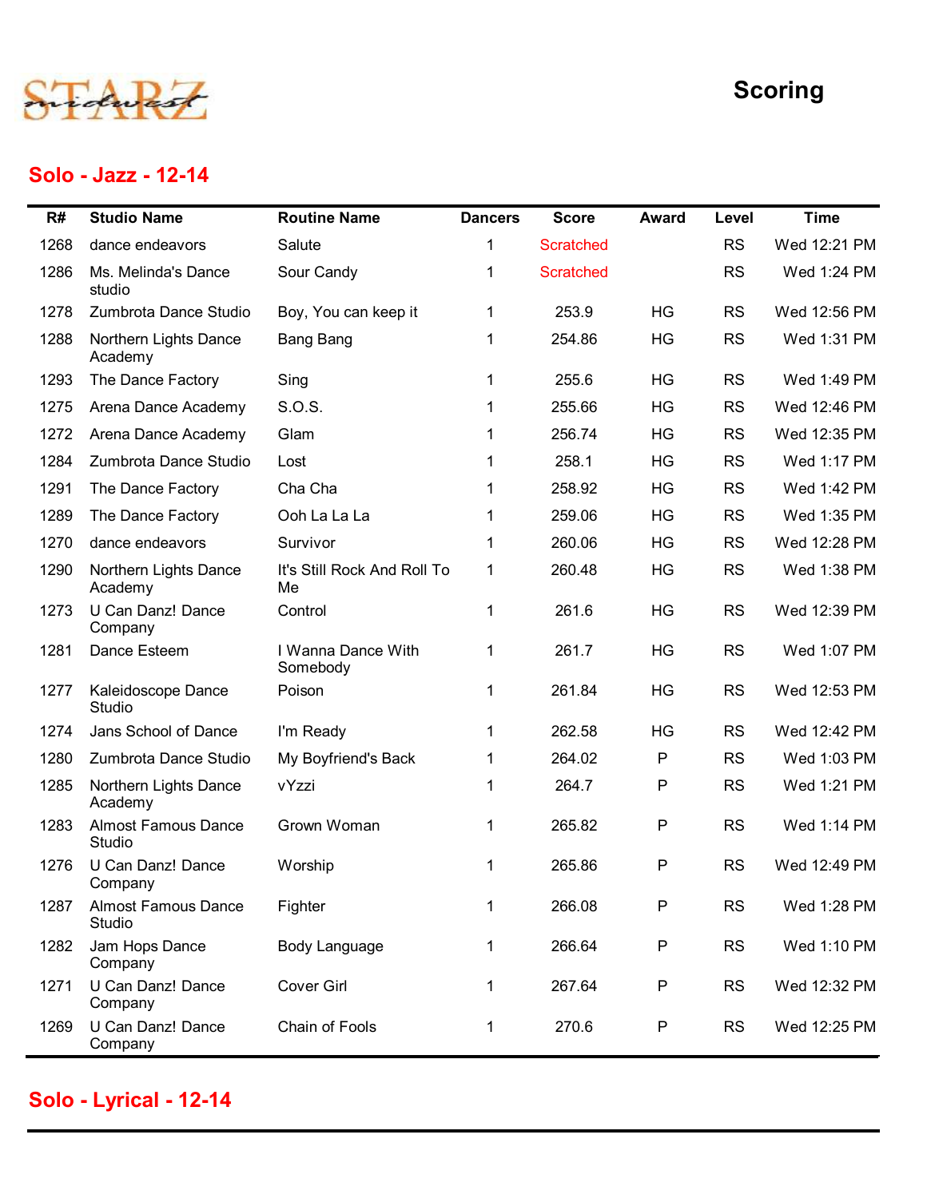# Scoring

## Solo - Jazz - 12-14

| R# | Studio Name | Routine Name | Dancers | Score | Award | Level | Time |
|---|---|---|---|---|---|---|---|
| 1268 | dance endeavors | Salute | 1 | Scratched | | RS | Wed 12:21 PM |
| 1286 | Ms. Melinda's Dance studio | Sour Candy | 1 | Scratched | | RS | Wed 1:24 PM |
| 1278 | Zumbrota Dance Studio | Boy, You can keep it | 1 | 253.9 | HG | RS | Wed 12:56 PM |
| 1288 | Northern Lights Dance Academy | Bang Bang | 1 | 254.86 | HG | RS | Wed 1:31 PM |
| 1293 | The Dance Factory | Sing | 1 | 255.6 | HG | RS | Wed 1:49 PM |
| 1275 | Arena Dance Academy | S.O.S. | 1 | 255.66 | HG | RS | Wed 12:46 PM |
| 1272 | Arena Dance Academy | Glam | 1 | 256.74 | HG | RS | Wed 12:35 PM |
| 1284 | Zumbrota Dance Studio | Lost | 1 | 258.1 | HG | RS | Wed 1:17 PM |
| 1291 | The Dance Factory | Cha Cha | 1 | 258.92 | HG | RS | Wed 1:42 PM |
| 1289 | The Dance Factory | Ooh La La La | 1 | 259.06 | HG | RS | Wed 1:35 PM |
| 1270 | dance endeavors | Survivor | 1 | 260.06 | HG | RS | Wed 12:28 PM |
| 1290 | Northern Lights Dance Academy | It's Still Rock And Roll To Me | 1 | 260.48 | HG | RS | Wed 1:38 PM |
| 1273 | U Can Danz! Dance Company | Control | 1 | 261.6 | HG | RS | Wed 12:39 PM |
| 1281 | Dance Esteem | I Wanna Dance With Somebody | 1 | 261.7 | HG | RS | Wed 1:07 PM |
| 1277 | Kaleidoscope Dance Studio | Poison | 1 | 261.84 | HG | RS | Wed 12:53 PM |
| 1274 | Jans School of Dance | I'm Ready | 1 | 262.58 | HG | RS | Wed 12:42 PM |
| 1280 | Zumbrota Dance Studio | My Boyfriend's Back | 1 | 264.02 | P | RS | Wed 1:03 PM |
| 1285 | Northern Lights Dance Academy | vYzzi | 1 | 264.7 | P | RS | Wed 1:21 PM |
| 1283 | Almost Famous Dance Studio | Grown Woman | 1 | 265.82 | P | RS | Wed 1:14 PM |
| 1276 | U Can Danz! Dance Company | Worship | 1 | 265.86 | P | RS | Wed 12:49 PM |
| 1287 | Almost Famous Dance Studio | Fighter | 1 | 266.08 | P | RS | Wed 1:28 PM |
| 1282 | Jam Hops Dance Company | Body Language | 1 | 266.64 | P | RS | Wed 1:10 PM |
| 1271 | U Can Danz! Dance Company | Cover Girl | 1 | 267.64 | P | RS | Wed 12:32 PM |
| 1269 | U Can Danz! Dance Company | Chain of Fools | 1 | 270.6 | P | RS | Wed 12:25 PM |

## Solo - Lyrical - 12-14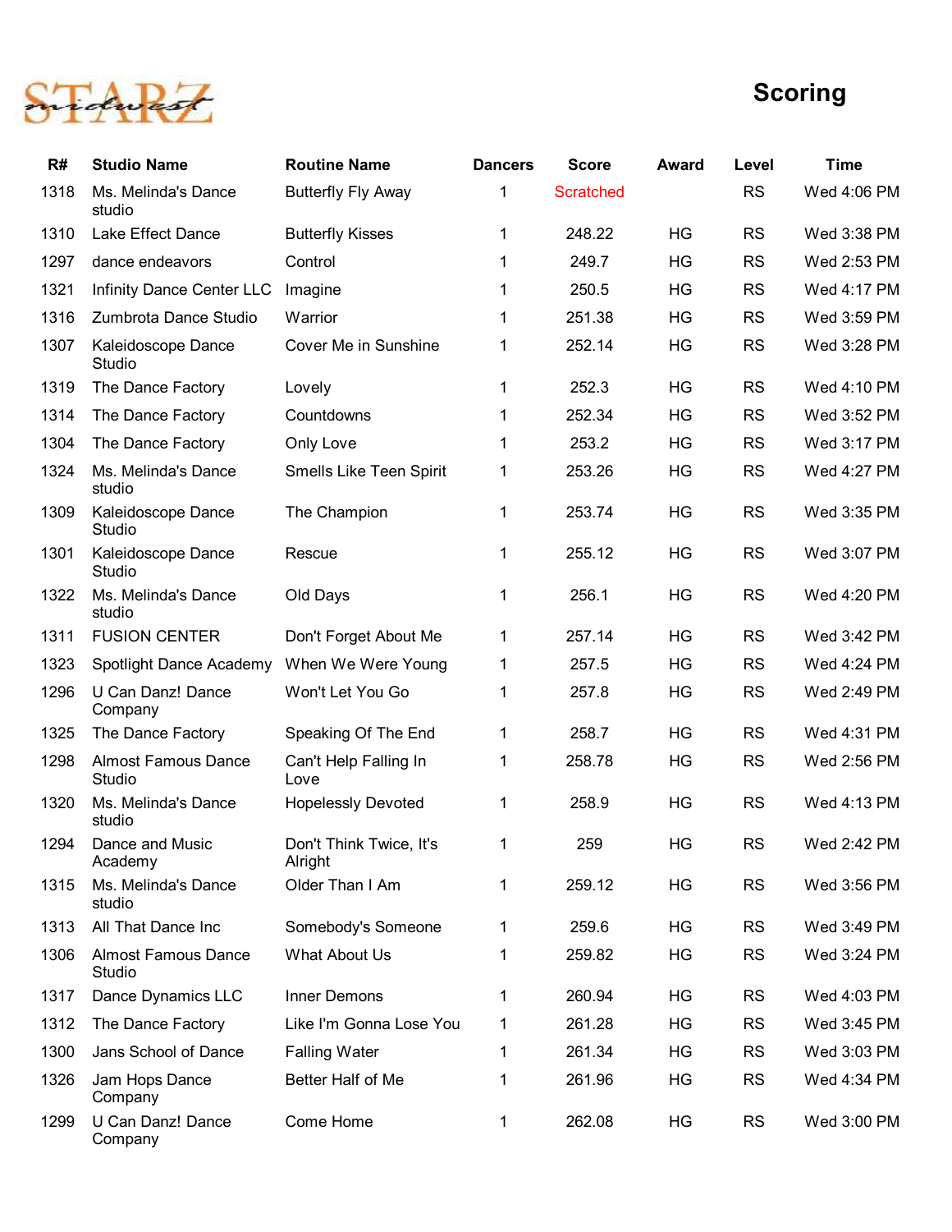# Scoring

| R# | Studio Name | Routine Name | Dancers | Score | Award | Level | Time |
|---|---|---|---|---|---|---|---|
| 1318 | Ms. Melinda's Dance studio | Butterfly Fly Away | 1 | Scratched | | RS | Wed 4:06 PM |
| 1310 | Lake Effect Dance | Butterfly Kisses | 1 | 248.22 | HG | RS | Wed 3:38 PM |
| 1297 | dance endeavors | Control | 1 | 249.7 | HG | RS | Wed 2:53 PM |
| 1321 | Infinity Dance Center LLC | Imagine | 1 | 250.5 | HG | RS | Wed 4:17 PM |
| 1316 | Zumbrota Dance Studio | Warrior | 1 | 251.38 | HG | RS | Wed 3:59 PM |
| 1307 | Kaleidoscope Dance Studio | Cover Me in Sunshine | 1 | 252.14 | HG | RS | Wed 3:28 PM |
| 1319 | The Dance Factory | Lovely | 1 | 252.3 | HG | RS | Wed 4:10 PM |
| 1314 | The Dance Factory | Countdowns | 1 | 252.34 | HG | RS | Wed 3:52 PM |
| 1304 | The Dance Factory | Only Love | 1 | 253.2 | HG | RS | Wed 3:17 PM |
| 1324 | Ms. Melinda's Dance studio | Smells Like Teen Spirit | 1 | 253.26 | HG | RS | Wed 4:27 PM |
| 1309 | Kaleidoscope Dance Studio | The Champion | 1 | 253.74 | HG | RS | Wed 3:35 PM |
| 1301 | Kaleidoscope Dance Studio | Rescue | 1 | 255.12 | HG | RS | Wed 3:07 PM |
| 1322 | Ms. Melinda's Dance studio | Old Days | 1 | 256.1 | HG | RS | Wed 4:20 PM |
| 1311 | FUSION CENTER | Don't Forget About Me | 1 | 257.14 | HG | RS | Wed 3:42 PM |
| 1323 | Spotlight Dance Academy | When We Were Young | 1 | 257.5 | HG | RS | Wed 4:24 PM |
| 1296 | U Can Danz! Dance Company | Won't Let You Go | 1 | 257.8 | HG | RS | Wed 2:49 PM |
| 1325 | The Dance Factory | Speaking Of The End | 1 | 258.7 | HG | RS | Wed 4:31 PM |
| 1298 | Almost Famous Dance Studio | Can't Help Falling In Love | 1 | 258.78 | HG | RS | Wed 2:56 PM |
| 1320 | Ms. Melinda's Dance studio | Hopelessly Devoted | 1 | 258.9 | HG | RS | Wed 4:13 PM |
| 1294 | Dance and Music Academy | Don't Think Twice, It's Alright | 1 | 259 | HG | RS | Wed 2:42 PM |
| 1315 | Ms. Melinda's Dance studio | Older Than I Am | 1 | 259.12 | HG | RS | Wed 3:56 PM |
| 1313 | All That Dance Inc | Somebody's Someone | 1 | 259.6 | HG | RS | Wed 3:49 PM |
| 1306 | Almost Famous Dance Studio | What About Us | 1 | 259.82 | HG | RS | Wed 3:24 PM |
| 1317 | Dance Dynamics LLC | Inner Demons | 1 | 260.94 | HG | RS | Wed 4:03 PM |
| 1312 | The Dance Factory | Like I'm Gonna Lose You | 1 | 261.28 | HG | RS | Wed 3:45 PM |
| 1300 | Jans School of Dance | Falling Water | 1 | 261.34 | HG | RS | Wed 3:03 PM |
| 1326 | Jam Hops Dance Company | Better Half of Me | 1 | 261.96 | HG | RS | Wed 4:34 PM |
| 1299 | U Can Danz! Dance Company | Come Home | 1 | 262.08 | HG | RS | Wed 3:00 PM |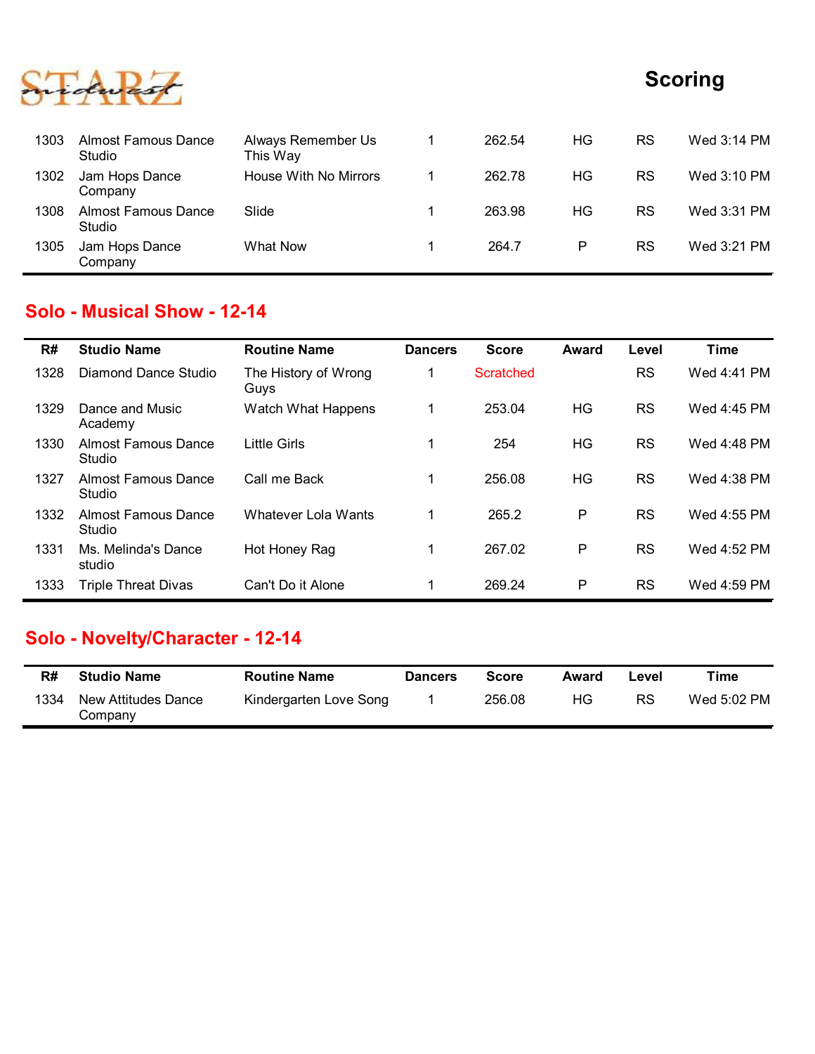| R# | Studio Name | Routine Name | Dancers | Score | Award | Level | Time |
|---|---|---|---|---|---|---|---|
| 1303 | Almost Famous Dance Studio | Always Remember Us This Way | 1 | 262.54 | HG | RS | Wed 3:14 PM |
| 1302 | Jam Hops Dance Company | House With No Mirrors | 1 | 262.78 | HG | RS | Wed 3:10 PM |
| 1308 | Almost Famous Dance Studio | Slide | 1 | 263.98 | HG | RS | Wed 3:31 PM |
| 1305 | Jam Hops Dance Company | What Now | 1 | 264.7 | P | RS | Wed 3:21 PM |

## Solo - Musical Show - 12-14

| R# | Studio Name | Routine Name | Dancers | Score | Award | Level | Time |
|---|---|---|---|---|---|---|---|
| 1328 | Diamond Dance Studio | The History of Wrong Guys | 1 | Scratched | | RS | Wed 4:41 PM |
| 1329 | Dance and Music Academy | Watch What Happens | 1 | 253.04 | HG | RS | Wed 4:45 PM |
| 1330 | Almost Famous Dance Studio | Little Girls | 1 | 254 | HG | RS | Wed 4:48 PM |
| 1327 | Almost Famous Dance Studio | Call me Back | 1 | 256.08 | HG | RS | Wed 4:38 PM |
| 1332 | Almost Famous Dance Studio | Whatever Lola Wants | 1 | 265.2 | P | RS | Wed 4:55 PM |
| 1331 | Ms. Melinda's Dance studio | Hot Honey Rag | 1 | 267.02 | P | RS | Wed 4:52 PM |
| 1333 | Triple Threat Divas | Can't Do it Alone | 1 | 269.24 | P | RS | Wed 4:59 PM |

## Solo - Novelty/Character - 12-14

| R# | Studio Name | Routine Name | Dancers | Score | Award | Level | Time |
|---|---|---|---|---|---|---|---|
| 1334 | New Attitudes Dance Company | Kindergarten Love Song | 1 | 256.08 | HG | RS | Wed 5:02 PM |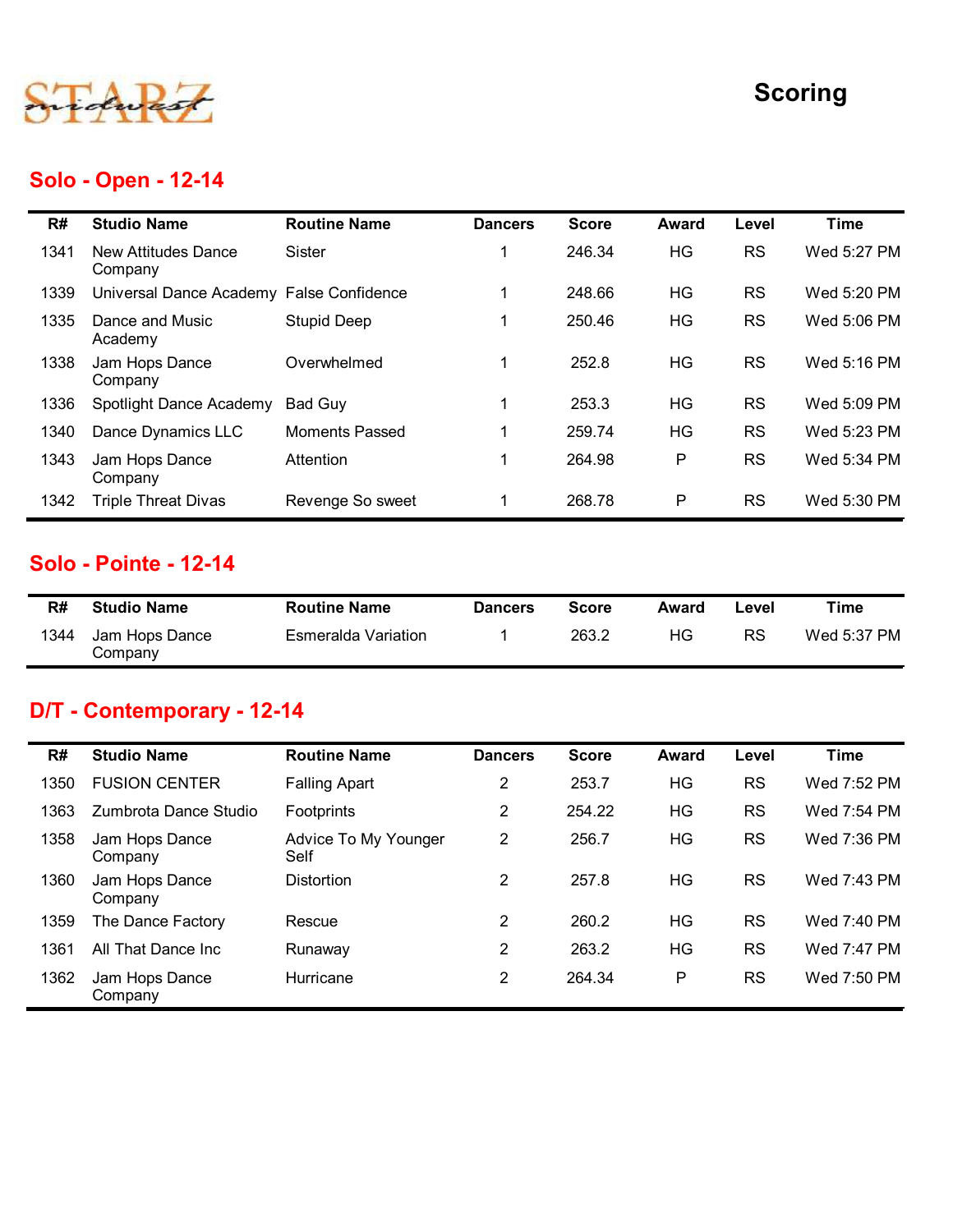STARZ midwest

# Scoring

## Solo - Open - 12-14

| R# | Studio Name | Routine Name | Dancers | Score | Award | Level | Time |
|---|---|---|---|---|---|---|---|
| 1341 | New Attitudes Dance Company | Sister | 1 | 246.34 | HG | RS | Wed 5:27 PM |
| 1339 | Universal Dance Academy | False Confidence | 1 | 248.66 | HG | RS | Wed 5:20 PM |
| 1335 | Dance and Music Academy | Stupid Deep | 1 | 250.46 | HG | RS | Wed 5:06 PM |
| 1338 | Jam Hops Dance Company | Overwhelmed | 1 | 252.8 | HG | RS | Wed 5:16 PM |
| 1336 | Spotlight Dance Academy | Bad Guy | 1 | 253.3 | HG | RS | Wed 5:09 PM |
| 1340 | Dance Dynamics LLC | Moments Passed | 1 | 259.74 | HG | RS | Wed 5:23 PM |
| 1343 | Jam Hops Dance Company | Attention | 1 | 264.98 | P | RS | Wed 5:34 PM |
| 1342 | Triple Threat Divas | Revenge So sweet | 1 | 268.78 | P | RS | Wed 5:30 PM |

## Solo - Pointe - 12-14

| R# | Studio Name | Routine Name | Dancers | Score | Award | Level | Time |
|---|---|---|---|---|---|---|---|
| 1344 | Jam Hops Dance Company | Esmeralda Variation | 1 | 263.2 | HG | RS | Wed 5:37 PM |

## D/T - Contemporary - 12-14

| R# | Studio Name | Routine Name | Dancers | Score | Award | Level | Time |
|---|---|---|---|---|---|---|---|
| 1350 | FUSION CENTER | Falling Apart | 2 | 253.7 | HG | RS | Wed 7:52 PM |
| 1363 | Zumbrota Dance Studio | Footprints | 2 | 254.22 | HG | RS | Wed 7:54 PM |
| 1358 | Jam Hops Dance Company | Advice To My Younger Self | 2 | 256.7 | HG | RS | Wed 7:36 PM |
| 1360 | Jam Hops Dance Company | Distortion | 2 | 257.8 | HG | RS | Wed 7:43 PM |
| 1359 | The Dance Factory | Rescue | 2 | 260.2 | HG | RS | Wed 7:40 PM |
| 1361 | All That Dance Inc | Runaway | 2 | 263.2 | HG | RS | Wed 7:47 PM |
| 1362 | Jam Hops Dance Company | Hurricane | 2 | 264.34 | P | RS | Wed 7:50 PM |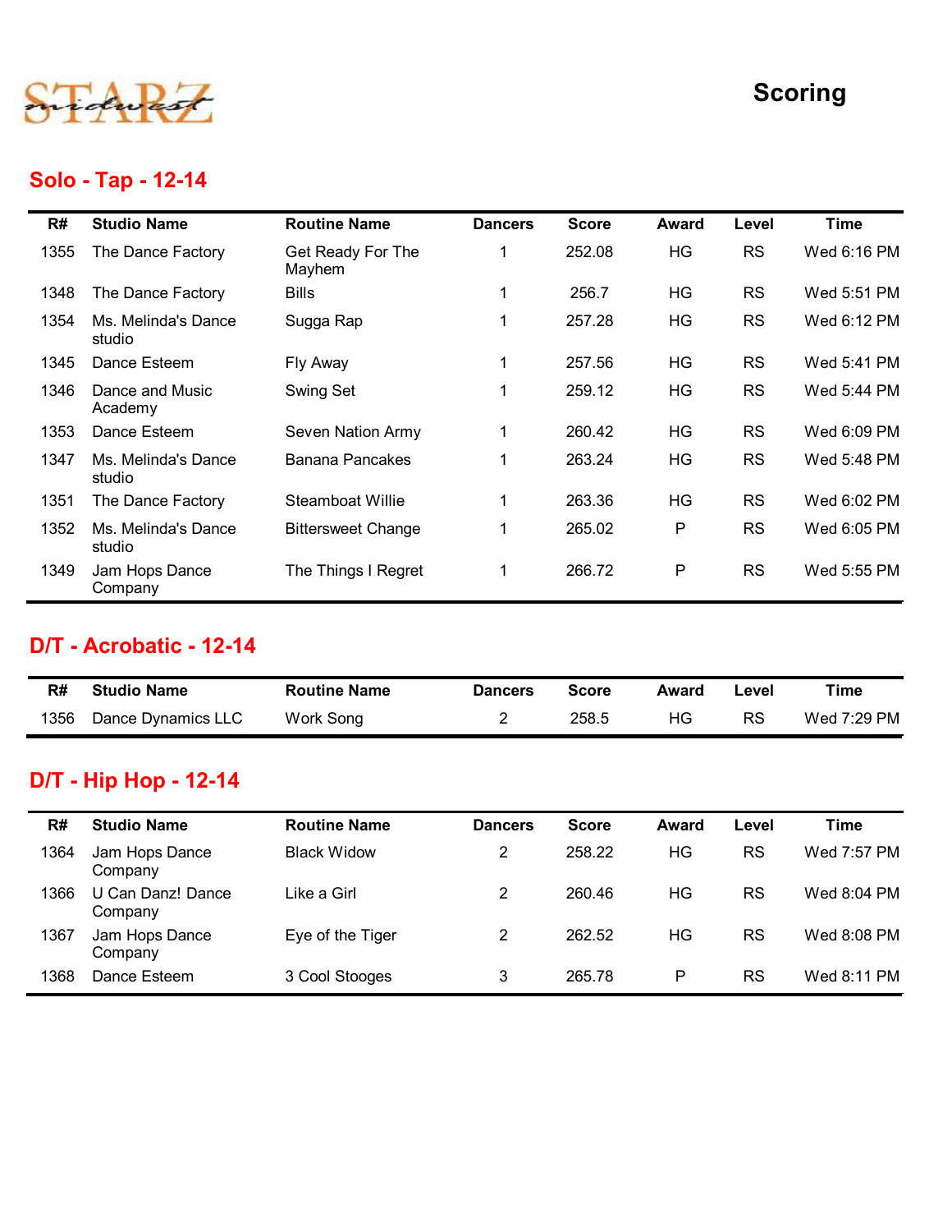# Scoring

## Solo - Tap - 12-14

| R# | Studio Name | Routine Name | Dancers | Score | Award | Level | Time |
|---|---|---|---|---|---|---|---|
| 1355 | The Dance Factory | Get Ready For The Mayhem | 1 | 252.08 | HG | RS | Wed 6:16 PM |
| 1348 | The Dance Factory | Bills | 1 | 256.7 | HG | RS | Wed 5:51 PM |
| 1354 | Ms. Melinda's Dance studio | Sugga Rap | 1 | 257.28 | HG | RS | Wed 6:12 PM |
| 1345 | Dance Esteem | Fly Away | 1 | 257.56 | HG | RS | Wed 5:41 PM |
| 1346 | Dance and Music Academy | Swing Set | 1 | 259.12 | HG | RS | Wed 5:44 PM |
| 1353 | Dance Esteem | Seven Nation Army | 1 | 260.42 | HG | RS | Wed 6:09 PM |
| 1347 | Ms. Melinda's Dance studio | Banana Pancakes | 1 | 263.24 | HG | RS | Wed 5:48 PM |
| 1351 | The Dance Factory | Steamboat Willie | 1 | 263.36 | HG | RS | Wed 6:02 PM |
| 1352 | Ms. Melinda's Dance studio | Bittersweet Change | 1 | 265.02 | P | RS | Wed 6:05 PM |
| 1349 | Jam Hops Dance Company | The Things I Regret | 1 | 266.72 | P | RS | Wed 5:55 PM |

## D/T - Acrobatic - 12-14

| R# | Studio Name | Routine Name | Dancers | Score | Award | Level | Time |
|---|---|---|---|---|---|---|---|
| 1356 | Dance Dynamics LLC | Work Song | 2 | 258.5 | HG | RS | Wed 7:29 PM |

## D/T - Hip Hop - 12-14

| R# | Studio Name | Routine Name | Dancers | Score | Award | Level | Time |
|---|---|---|---|---|---|---|---|
| 1364 | Jam Hops Dance Company | Black Widow | 2 | 258.22 | HG | RS | Wed 7:57 PM |
| 1366 | U Can Danz! Dance Company | Like a Girl | 2 | 260.46 | HG | RS | Wed 8:04 PM |
| 1367 | Jam Hops Dance Company | Eye of the Tiger | 2 | 262.52 | HG | RS | Wed 8:08 PM |
| 1368 | Dance Esteem | 3 Cool Stooges | 3 | 265.78 | P | RS | Wed 8:11 PM |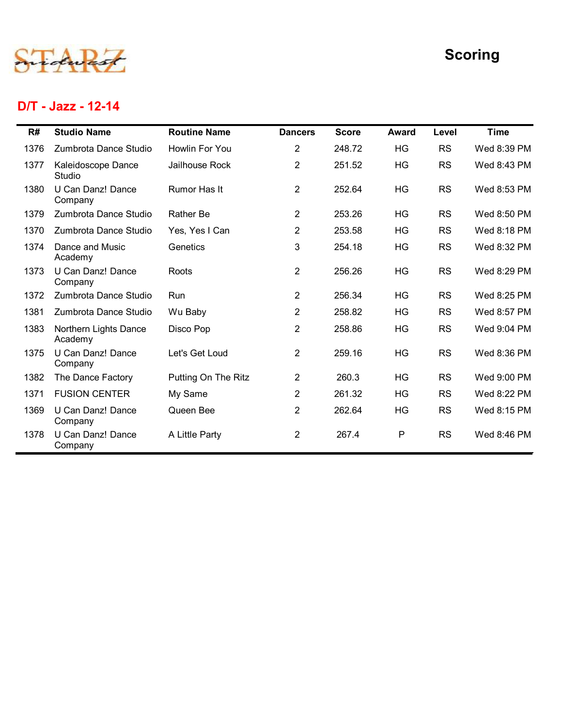STARZ midwest

# Scoring

## D/T - Jazz - 12-14

| R# | Studio Name | Routine Name | Dancers | Score | Award | Level | Time |
|---|---|---|---|---|---|---|---|
| 1376 | Zumbrota Dance Studio | Howlin For You | 2 | 248.72 | HG | RS | Wed 8:39 PM |
| 1377 | Kaleidoscope Dance Studio | Jailhouse Rock | 2 | 251.52 | HG | RS | Wed 8:43 PM |
| 1380 | U Can Danz! Dance Company | Rumor Has It | 2 | 252.64 | HG | RS | Wed 8:53 PM |
| 1379 | Zumbrota Dance Studio | Rather Be | 2 | 253.26 | HG | RS | Wed 8:50 PM |
| 1370 | Zumbrota Dance Studio | Yes, Yes I Can | 2 | 253.58 | HG | RS | Wed 8:18 PM |
| 1374 | Dance and Music Academy | Genetics | 3 | 254.18 | HG | RS | Wed 8:32 PM |
| 1373 | U Can Danz! Dance Company | Roots | 2 | 256.26 | HG | RS | Wed 8:29 PM |
| 1372 | Zumbrota Dance Studio | Run | 2 | 256.34 | HG | RS | Wed 8:25 PM |
| 1381 | Zumbrota Dance Studio | Wu Baby | 2 | 258.82 | HG | RS | Wed 8:57 PM |
| 1383 | Northern Lights Dance Academy | Disco Pop | 2 | 258.86 | HG | RS | Wed 9:04 PM |
| 1375 | U Can Danz! Dance Company | Let's Get Loud | 2 | 259.16 | HG | RS | Wed 8:36 PM |
| 1382 | The Dance Factory | Putting On The Ritz | 2 | 260.3 | HG | RS | Wed 9:00 PM |
| 1371 | FUSION CENTER | My Same | 2 | 261.32 | HG | RS | Wed 8:22 PM |
| 1369 | U Can Danz! Dance Company | Queen Bee | 2 | 262.64 | HG | RS | Wed 8:15 PM |
| 1378 | U Can Danz! Dance Company | A Little Party | 2 | 267.4 | P | RS | Wed 8:46 PM |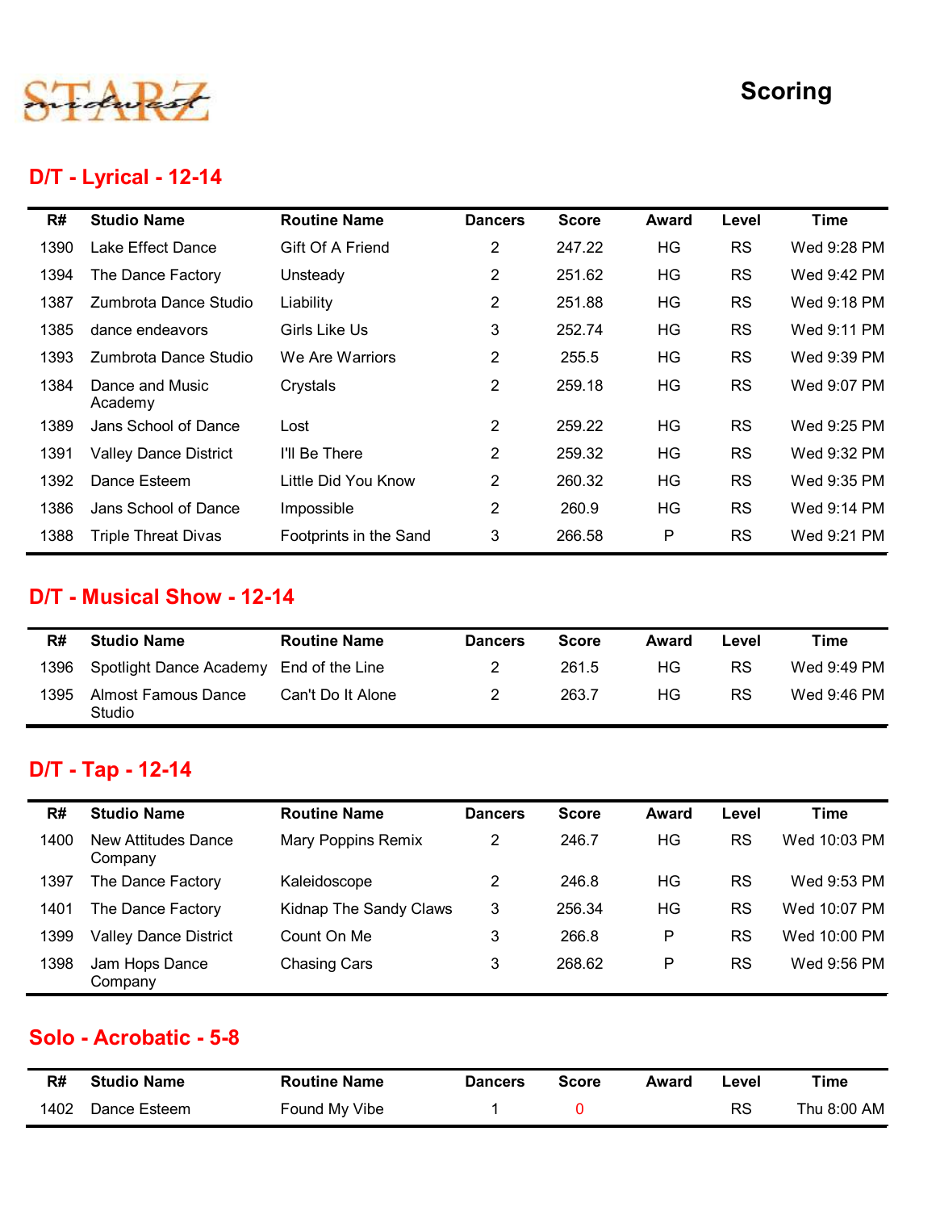STARZ midwest

# Scoring

## D/T - Lyrical - 12-14

| R# | Studio Name | Routine Name | Dancers | Score | Award | Level | Time |
|---|---|---|---|---|---|---|---|
| 1390 | Lake Effect Dance | Gift Of A Friend | 2 | 247.22 | HG | RS | Wed 9:28 PM |
| 1394 | The Dance Factory | Unsteady | 2 | 251.62 | HG | RS | Wed 9:42 PM |
| 1387 | Zumbrota Dance Studio | Liability | 2 | 251.88 | HG | RS | Wed 9:18 PM |
| 1385 | dance endeavors | Girls Like Us | 3 | 252.74 | HG | RS | Wed 9:11 PM |
| 1393 | Zumbrota Dance Studio | We Are Warriors | 2 | 255.5 | HG | RS | Wed 9:39 PM |
| 1384 | Dance and Music Academy | Crystals | 2 | 259.18 | HG | RS | Wed 9:07 PM |
| 1389 | Jans School of Dance | Lost | 2 | 259.22 | HG | RS | Wed 9:25 PM |
| 1391 | Valley Dance District | I'll Be There | 2 | 259.32 | HG | RS | Wed 9:32 PM |
| 1392 | Dance Esteem | Little Did You Know | 2 | 260.32 | HG | RS | Wed 9:35 PM |
| 1386 | Jans School of Dance | Impossible | 2 | 260.9 | HG | RS | Wed 9:14 PM |
| 1388 | Triple Threat Divas | Footprints in the Sand | 3 | 266.58 | P | RS | Wed 9:21 PM |

## D/T - Musical Show - 12-14

| R# | Studio Name | Routine Name | Dancers | Score | Award | Level | Time |
|---|---|---|---|---|---|---|---|
| 1396 | Spotlight Dance Academy | End of the Line | 2 | 261.5 | HG | RS | Wed 9:49 PM |
| 1395 | Almost Famous Dance Studio | Can't Do It Alone | 2 | 263.7 | HG | RS | Wed 9:46 PM |

## D/T - Tap - 12-14

| R# | Studio Name | Routine Name | Dancers | Score | Award | Level | Time |
|---|---|---|---|---|---|---|---|
| 1400 | New Attitudes Dance Company | Mary Poppins Remix | 2 | 246.7 | HG | RS | Wed 10:03 PM |
| 1397 | The Dance Factory | Kaleidoscope | 2 | 246.8 | HG | RS | Wed 9:53 PM |
| 1401 | The Dance Factory | Kidnap The Sandy Claws | 3 | 256.34 | HG | RS | Wed 10:07 PM |
| 1399 | Valley Dance District | Count On Me | 3 | 266.8 | P | RS | Wed 10:00 PM |
| 1398 | Jam Hops Dance Company | Chasing Cars | 3 | 268.62 | P | RS | Wed 9:56 PM |

## Solo - Acrobatic - 5-8

| R# | Studio Name | Routine Name | Dancers | Score | Award | Level | Time |
|---|---|---|---|---|---|---|---|
| 1402 | Dance Esteem | Found My Vibe | 1 | 0 | | RS | Thu 8:00 AM |